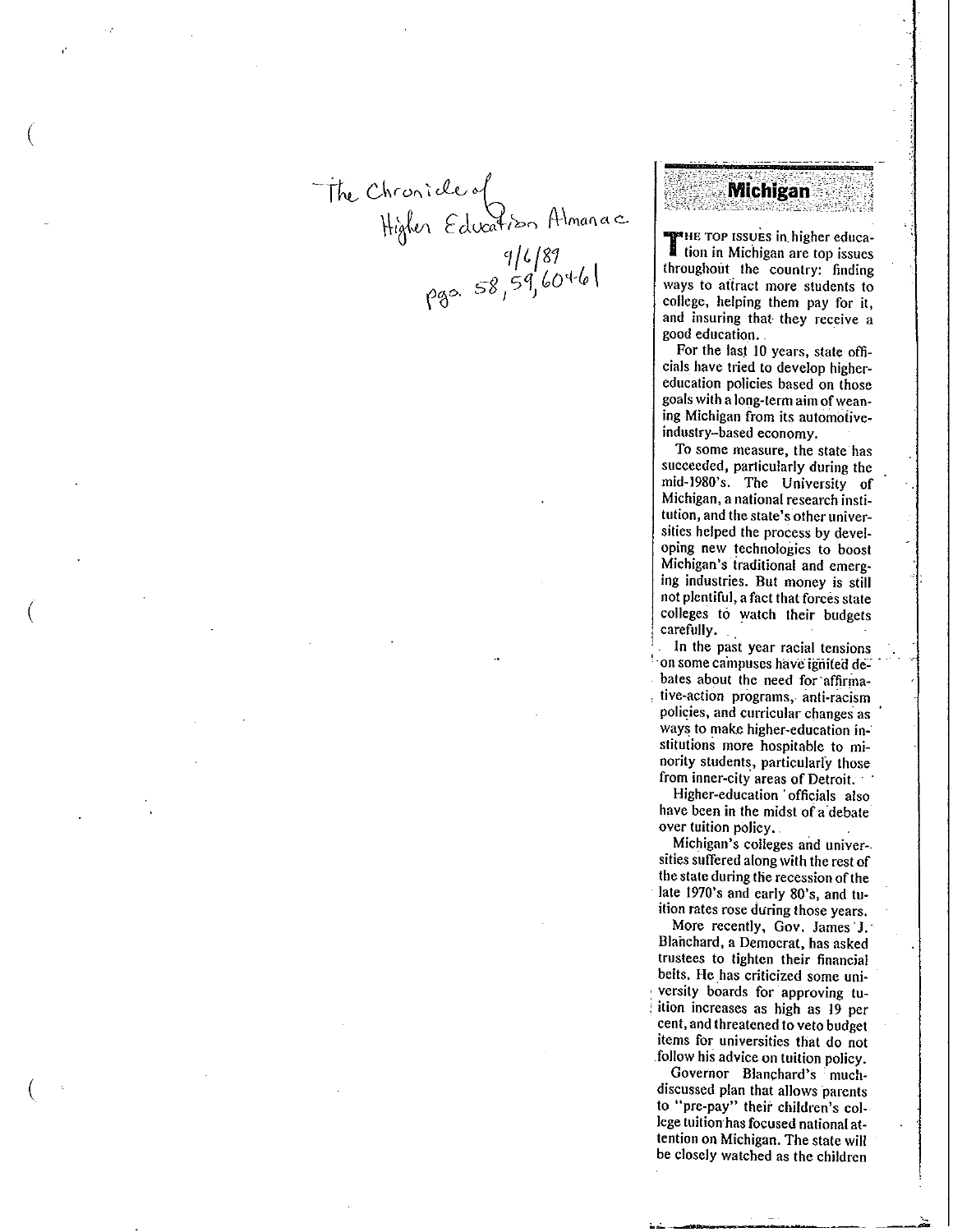The Chronicle of Higher Education Almanac
9/6/89
pgs. 58, 59, 60+61

## Michigan

THE TOP ISSUES in higher education in Michigan are top issues throughout the country: finding ways to attract more students to college, helping them pay for it, and insuring that they receive a good education.

For the last 10 years, state officials have tried to develop higher-education policies based on those goals with a long-term aim of weaning Michigan from its automotive-industry-based economy.

To some measure, the state has succeeded, particularly during the mid-1980's. The University of Michigan, a national research institution, and the state's other universities helped the process by developing new technologies to boost Michigan's traditional and emerging industries. But money is still not plentiful, a fact that forces state colleges to watch their budgets carefully.

In the past year racial tensions on some campuses have ignited debates about the need for affirmative-action programs, anti-racism policies, and curricular changes as ways to make higher-education institutions more hospitable to minority students, particularly those from inner-city areas of Detroit.

Higher-education officials also have been in the midst of a debate over tuition policy.

Michigan's colleges and universities suffered along with the rest of the state during the recession of the late 1970's and early 80's, and tuition rates rose during those years.

More recently, Gov. James J. Blanchard, a Democrat, has asked trustees to tighten their financial belts. He has criticized some university boards for approving tuition increases as high as 19 per cent, and threatened to veto budget items for universities that do not follow his advice on tuition policy.

Governor Blanchard's much-discussed plan that allows parents to "pre-pay" their children's college tuition has focused national attention on Michigan. The state will be closely watched as the children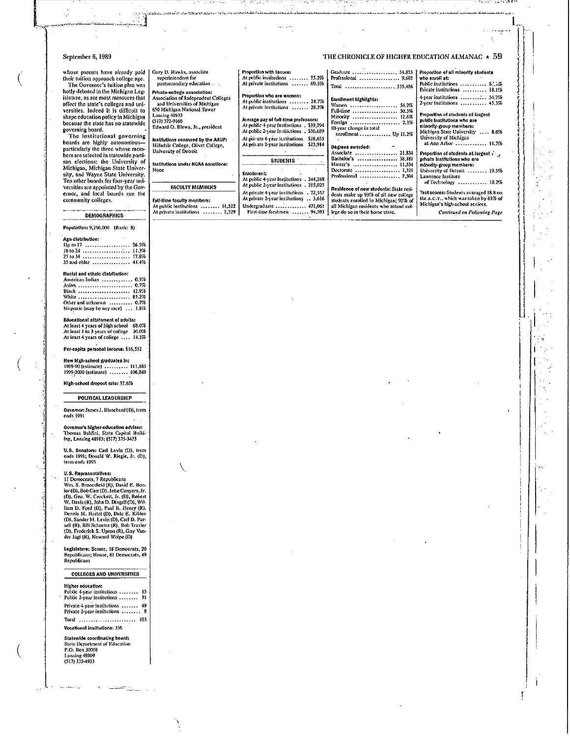whose parents have already paid their tuition approach college age.

The Governor's tuition plan was hotly debated in the Michigan Legislature, as are most measures that affect the state's colleges and universities. Indeed it is difficult to shape education policy in Michigan because the state has no statewide governing board.

The institutional governing boards are highly autonomous—particularly the three whose members are selected in statewide partisan elections: the University of Michigan, Michigan State University, and Wayne State University. Ten other boards for four-year universities are appointed by the Governor, and local boards run the community colleges.

## DEMOGRAPHICS

**Population:** 9,266,000 (Rank: 8)

**Age distribution:**

| | |
|---|---|
| Up to 17 | 26.5% |
| 18 to 24 | 11.3% |
| 25 to 34 | 17.8% |
| 35 and older | 44.4% |

**Racial and ethnic distribution:**

| | |
|---|---|
| American Indian | 0.5% |
| Asian | 0.7% |
| Black | 12.9% |
| White | 85.2% |
| Other and unknown | 0.7% |
| Hispanic (may be any race) | 1.8% |

**Educational attainment of adults:**

| | |
|---|---|
| At least 4 years of high school | 68.0% |
| At least 1 to 3 years of college | 30.0% |
| At least 4 years of college | 14.3% |

**Per-capita personal income:** $16,552

**New high-school graduates in:**

| | |
|---|---|
| 1989-90 (estimate) | 111,185 |
| 1999-2000 (estimate) | 106,849 |

**High-school dropout rate:** 37.6%

## POLITICAL LEADERSHIP

**Governor:** James J. Blanchard (D), term ends 1991

**Governor's higher-education adviser:** Thomas Baldini, State Capitol Building, Lansing 48913; (517) 373-3423

**U.S. Senators:** Carl Levin (D), term ends 1991; Donald W. Riegle, Jr. (D), term ends 1995

**U.S. Representatives:**
11 Democrats, 7 Republicans
Wm. S. Broomfield (R), David E. Bonior (D), Bob Carr (D), John Conyers, Jr. (D), Geo. W. Crockett, Jr. (D), Robert W. Davis (R), John D. Dingell (D), William D. Ford (D), Paul B. Henry (R), Dennis M. Hertel (D), Dale E. Kildee (D), Sander M. Levin (D), Carl D. Pursell (R), Bill Schuette (R), Bob Traxler (D), Frederick S. Upton (R), Guy Vander Jagt (R), Howard Wolpe (D)

**Legislature:** Senate, 18 Democrats, 20 Republicans; House, 61 Democrats, 49 Republicans

## COLLEGES AND UNIVERSITIES

**Higher education:**

| | |
|---|---|
| Public 4-year institutions | 15 |
| Public 2-year institutions | 31 |
| Private 4-year institutions | 49 |
| Private 2-year institutions | 8 |
| Total | 103 |

**Vocational institutions:** 356

**Statewide coordinating board:**
State Department of Education
P.O. Box 30008
Lansing 48909
(517) 335-4933

Gary D. Hawks, associate superintendent for postsecondary education

**Private-college association:**
Association of Independent Colleges and Universities of Michigan
650 Michigan National Tower
Lansing 48933
(517) 372-9160
Edward O. Blews, Jr., president

**Institutions censured by the AAUP:** Hillsdale College, Olivet College, University of Detroit

**Institutions under NCAA sanctions:** None

## FACULTY MEMBERS

**Full-time faculty members:**

| | |
|---|---|
| At public institutions | 11,522 |
| At private institutions | 2,229 |

**Proportion with tenure:**

| | |
|---|---|
| At public institutions | 75.2% |
| At private institutions | 60.3% |

**Proportion who are women:**

| | |
|---|---|
| At public institutions | 24.7% |
| At private institutions | 28.2% |

**Average pay of full-time professors:**

| | |
|---|---|
| At public 4-year institutions | $39,294 |
| At public 2-year institutions | $36,689 |
| At private 4-year institutions | $28,655 |
| At private 2-year institutions | $23,914 |

## STUDENTS

**Enrollment:**

| | |
|---|---|
| At public 4-year institutions | 244,288 |
| At public 2-year institutions | 215,025 |
| At private 4-year institutions | 72,557 |
| At private 2-year institutions | 3,616 |
| Undergraduate | 471,061 |
| First-time freshmen | 94,593 |
| Graduate | 54,823 |
| Professional | 9,602 |
| Total | 535,486 |

**Enrollment highlights:**

| | |
|---|---|
| Women | 54.2% |
| Full-time | 50.5% |
| Minority | 12.6% |
| Foreign | 2.3% |
| 10-year change in total enrollment | Up 11.2% |

**Degrees awarded:**

| | |
|---|---|
| Associate | 21,834 |
| Bachelor's | 38,181 |
| Master's | 11,534 |
| Doctorate | 1,321 |
| Professional | 2,504 |

**Residence of new students:** State residents make up 93% of all new college students enrolled in Michigan; 92% of all Michigan residents who attend college do so in their home state.

**Proportion of all minority students who enroll at:**

| | |
|---|---|
| Public institutions | 81.9% |
| Private institutions | 18.1% |
| 4-year institutions | 54.7% |
| 2-year institutions | 45.3% |

**Proportion of students at largest public institutions who are minority-group members:**

| | |
|---|---|
| Michigan State University | 8.6% |
| University of Michigan at Ann Arbor | 11.7% |

**Proportion of students at largest private institutions who are minority-group members:**

| | |
|---|---|
| University of Detroit | 19.3% |
| Lawrence Institute of Technology | 10.2% |

**Test scores:** Students averaged 18.8 on the A.C.T., which was taken by 63% of Michigan's high-school seniors.

*Continued on Following Page*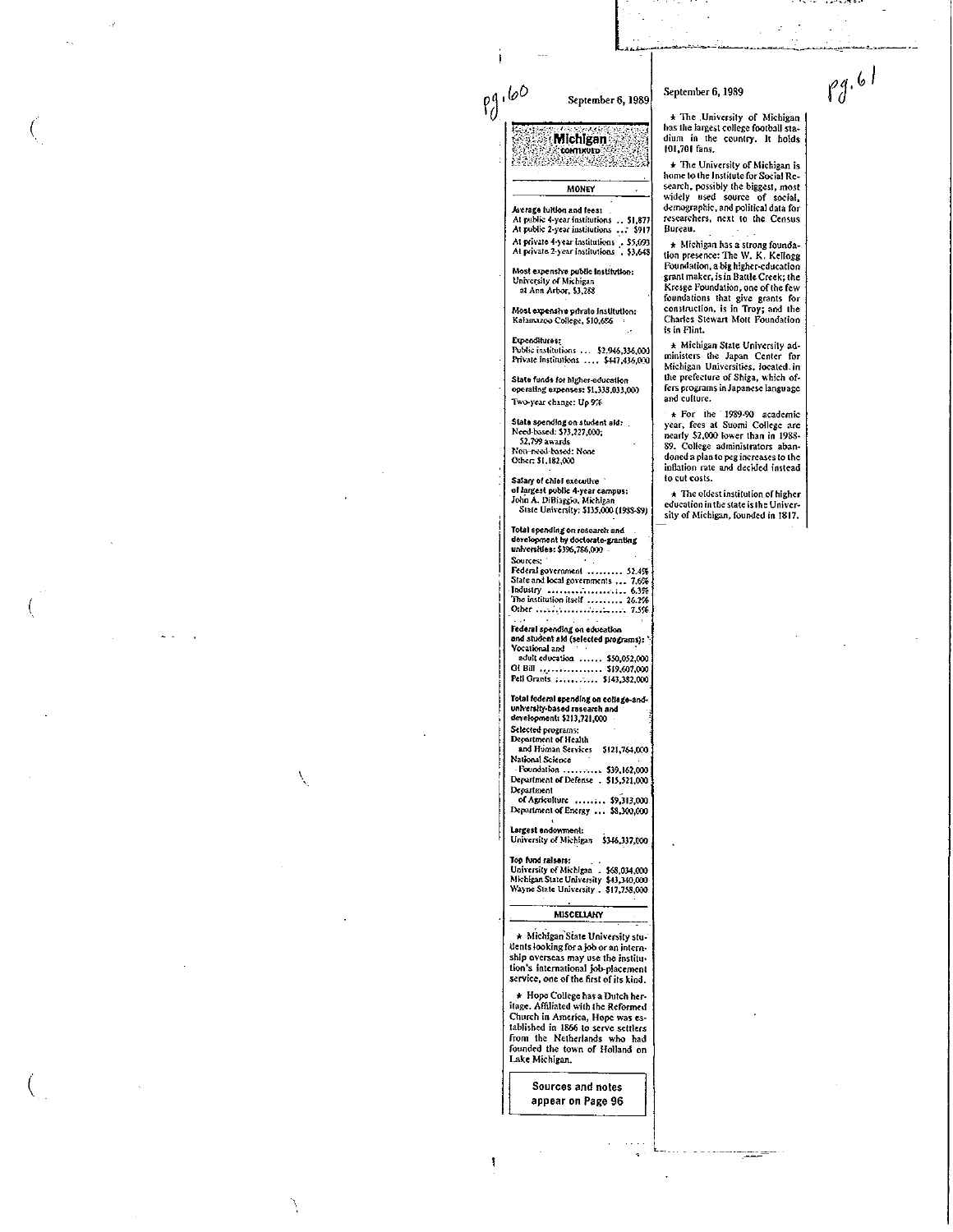## Michigan

CONTINUED

### MONEY

**Average tuition and fees:**

| | |
|---|---|
| At public 4-year institutions | $1,877 |
| At public 2-year institutions | $917 |
| At private 4-year institutions | $5,693 |
| At private 2-year institutions | $3,648 |

**Most expensive public institution:**
University of Michigan at Ann Arbor, $3,288

**Most expensive private institution:**
Kalamazoo College, $10,686

**Expenditures:**

| | |
|---|---|
| Public institutions | $2,946,336,000 |
| Private institutions | $447,436,000 |

**State funds for higher-education operating expenses:** $1,338,033,000

Two-year change: Up 9%

**State spending on student aid:**
Need-based: $73,227,000; 52,799 awards
Non-need-based: None
Other: $1,182,000

**Salary of chief executive of largest public 4-year campus:**
John A. DiBiaggio, Michigan State University: $135,000 (1988-89)

**Total spending on research and development by doctorate-granting universities:** $396,786,000

Sources:

| | |
|---|---|
| Federal government | 52.4% |
| State and local governments | 7.6% |
| Industry | 6.3% |
| The institution itself | 26.2% |
| Other | 7.5% |

**Federal spending on education and student aid (selected programs):**

| | |
|---|---|
| Vocational and adult education | $50,052,000 |
| GI Bill | $19,607,000 |
| Pell Grants | $143,382,000 |

**Total federal spending on college-and-university-based research and development:** $213,721,000

Selected programs:

| | |
|---|---|
| Department of Health and Human Services | $121,764,000 |
| National Science Foundation | $39,162,000 |
| Department of Defense | $15,521,000 |
| Department of Agriculture | $9,313,000 |
| Department of Energy | $8,300,000 |

**Largest endowment:**
University of Michigan $346,337,000

**Top fund raisers:**

| | |
|---|---|
| University of Michigan | $68,034,000 |
| Michigan State University | $43,340,000 |
| Wayne State University | $17,758,000 |

### MISCELLANY

★ Michigan State University students looking for a job or an internship overseas may use the institution's international job-placement service, one of the first of its kind.

★ Hope College has a Dutch heritage. Affiliated with the Reformed Church in America, Hope was established in 1866 to serve settlers from the Netherlands who had founded the town of Holland on Lake Michigan.

Sources and notes appear on Page 96

★ The University of Michigan has the largest college football stadium in the country. It holds 101,701 fans.

★ The University of Michigan is home to the Institute for Social Research, possibly the biggest, most widely used source of social, demographic, and political data for researchers, next to the Census Bureau.

★ Michigan has a strong foundation presence: The W. K. Kellogg Foundation, a big higher-education grant maker, is in Battle Creek; the Kresge Foundation, one of the few foundations that give grants for construction, is in Troy; and the Charles Stewart Mott Foundation is in Flint.

★ Michigan State University administers the Japan Center for Michigan Universities, located in the prefecture of Shiga, which offers programs in Japanese language and culture.

★ For the 1989-90 academic year, fees at Suomi College are nearly $2,000 lower than in 1988-89. College administrators abandoned a plan to peg increases to the inflation rate and decided instead to cut costs.

★ The oldest institution of higher education in the state is the University of Michigan, founded in 1817.